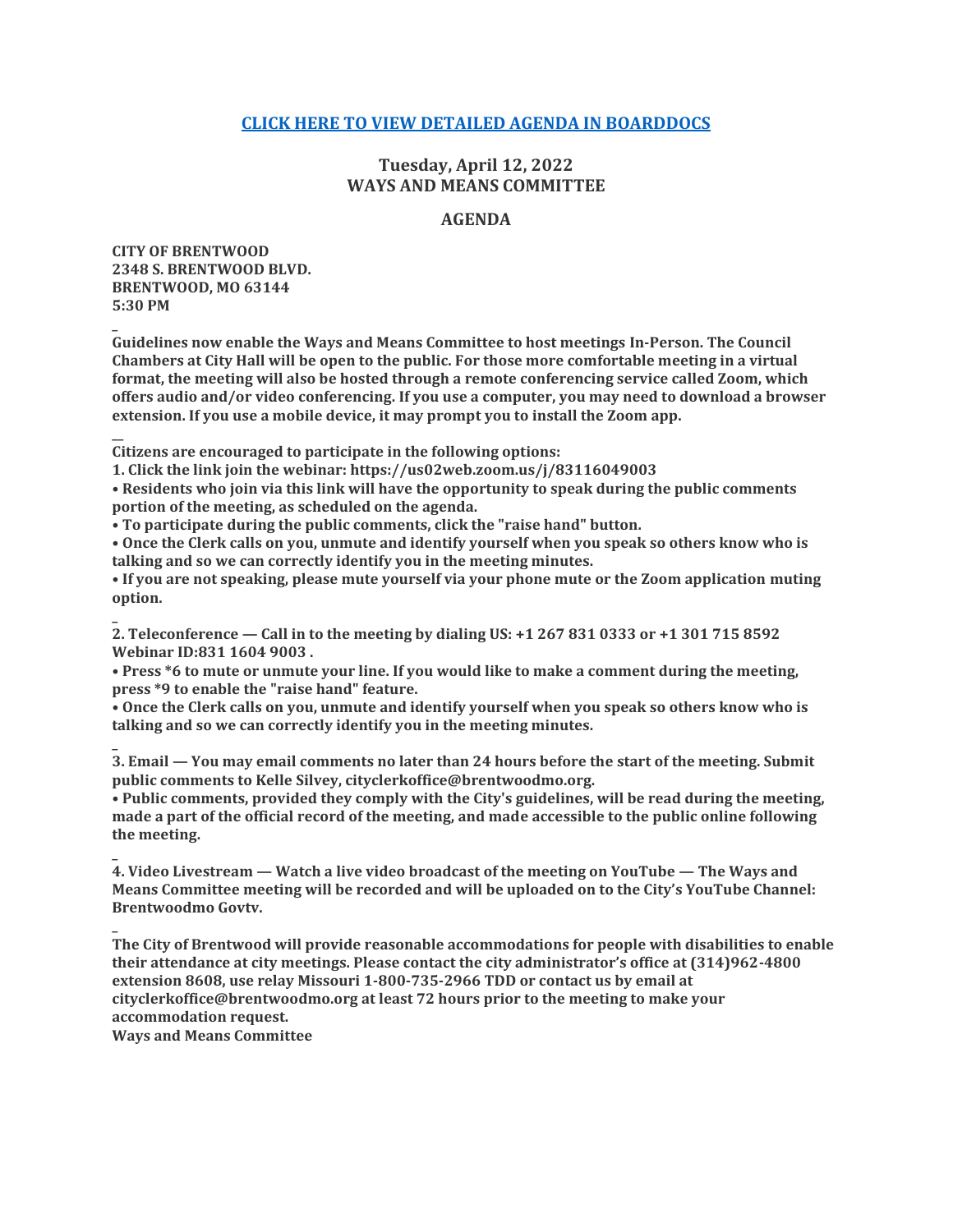**[CLICK HERE TO VIEW DETAILED AGENDA IN BOARDDOCS]**

## Tuesday, April 12, 2022
## WAYS AND MEANS COMMITTEE

## AGENDA

**CITY OF BRENTWOOD**
**2348 S. BRENTWOOD BLVD.**
**BRENTWOOD, MO 63144**
**5:30 PM**

**Guidelines now enable the Ways and Means Committee to host meetings In-Person. The Council Chambers at City Hall will be open to the public. For those more comfortable meeting in a virtual format, the meeting will also be hosted through a remote conferencing service called Zoom, which offers audio and/or video conferencing. If you use a computer, you may need to download a browser extension. If you use a mobile device, it may prompt you to install the Zoom app.**

**Citizens are encouraged to participate in the following options:**

**1. Click the link join the webinar: https://us02web.zoom.us/j/83116049003**

**• Residents who join via this link will have the opportunity to speak during the public comments portion of the meeting, as scheduled on the agenda.**

**• To participate during the public comments, click the "raise hand" button.**

**• Once the Clerk calls on you, unmute and identify yourself when you speak so others know who is talking and so we can correctly identify you in the meeting minutes.**

**• If you are not speaking, please mute yourself via your phone mute or the Zoom application muting option.**

**2. Teleconference — Call in to the meeting by dialing US: +1 267 831 0333 or +1 301 715 8592 Webinar ID:831 1604 9003 .**

**• Press *6 to mute or unmute your line. If you would like to make a comment during the meeting, press *9 to enable the "raise hand" feature.**

**• Once the Clerk calls on you, unmute and identify yourself when you speak so others know who is talking and so we can correctly identify you in the meeting minutes.**

**3. Email — You may email comments no later than 24 hours before the start of the meeting. Submit public comments to Kelle Silvey, cityclerkoffice@brentwoodmo.org.**

**• Public comments, provided they comply with the City's guidelines, will be read during the meeting, made a part of the official record of the meeting, and made accessible to the public online following the meeting.**

**4. Video Livestream — Watch a live video broadcast of the meeting on YouTube — The Ways and Means Committee meeting will be recorded and will be uploaded on to the City's YouTube Channel: Brentwoodmo Govtv.**

**The City of Brentwood will provide reasonable accommodations for people with disabilities to enable their attendance at city meetings. Please contact the city administrator's office at (314)962-4800 extension 8608, use relay Missouri 1-800-735-2966 TDD or contact us by email at cityclerkoffice@brentwoodmo.org at least 72 hours prior to the meeting to make your accommodation request.**

**Ways and Means Committee**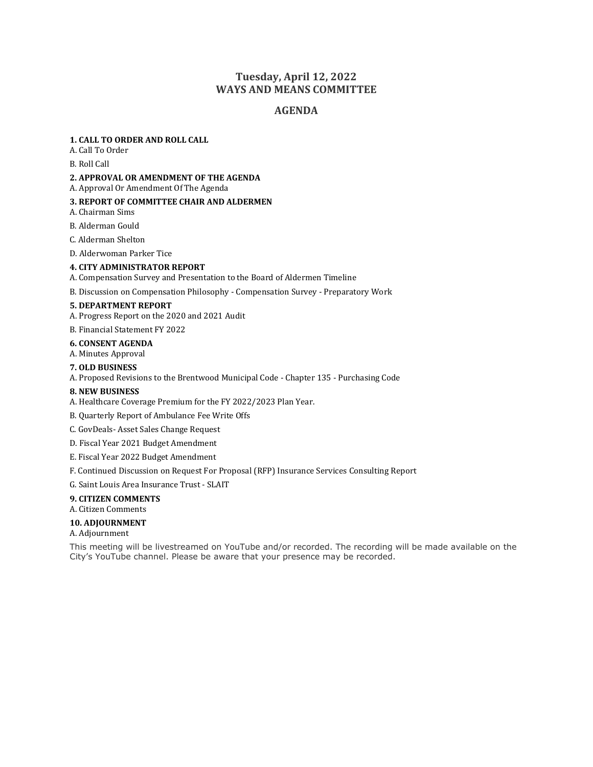# Tuesday, April 12, 2022
# WAYS AND MEANS COMMITTEE

## AGENDA

**1. CALL TO ORDER AND ROLL CALL**

A. Call To Order

B. Roll Call

**2. APPROVAL OR AMENDMENT OF THE AGENDA**

A. Approval Or Amendment Of The Agenda

**3. REPORT OF COMMITTEE CHAIR AND ALDERMEN**

A. Chairman Sims

B. Alderman Gould

C. Alderman Shelton

D. Alderwoman Parker Tice

**4. CITY ADMINISTRATOR REPORT**

A. Compensation Survey and Presentation to the Board of Aldermen Timeline

B. Discussion on Compensation Philosophy - Compensation Survey - Preparatory Work

**5. DEPARTMENT REPORT**

A. Progress Report on the 2020 and 2021 Audit

B. Financial Statement FY 2022

**6. CONSENT AGENDA**

A. Minutes Approval

**7. OLD BUSINESS**

A. Proposed Revisions to the Brentwood Municipal Code - Chapter 135 - Purchasing Code

**8. NEW BUSINESS**

A. Healthcare Coverage Premium for the FY 2022/2023 Plan Year.

B. Quarterly Report of Ambulance Fee Write Offs

C. GovDeals- Asset Sales Change Request

D. Fiscal Year 2021 Budget Amendment

E. Fiscal Year 2022 Budget Amendment

F. Continued Discussion on Request For Proposal (RFP) Insurance Services Consulting Report

G. Saint Louis Area Insurance Trust - SLAIT

**9. CITIZEN COMMENTS**

A. Citizen Comments

**10. ADJOURNMENT**

A. Adjournment

This meeting will be livestreamed on YouTube and/or recorded. The recording will be made available on the City's YouTube channel. Please be aware that your presence may be recorded.